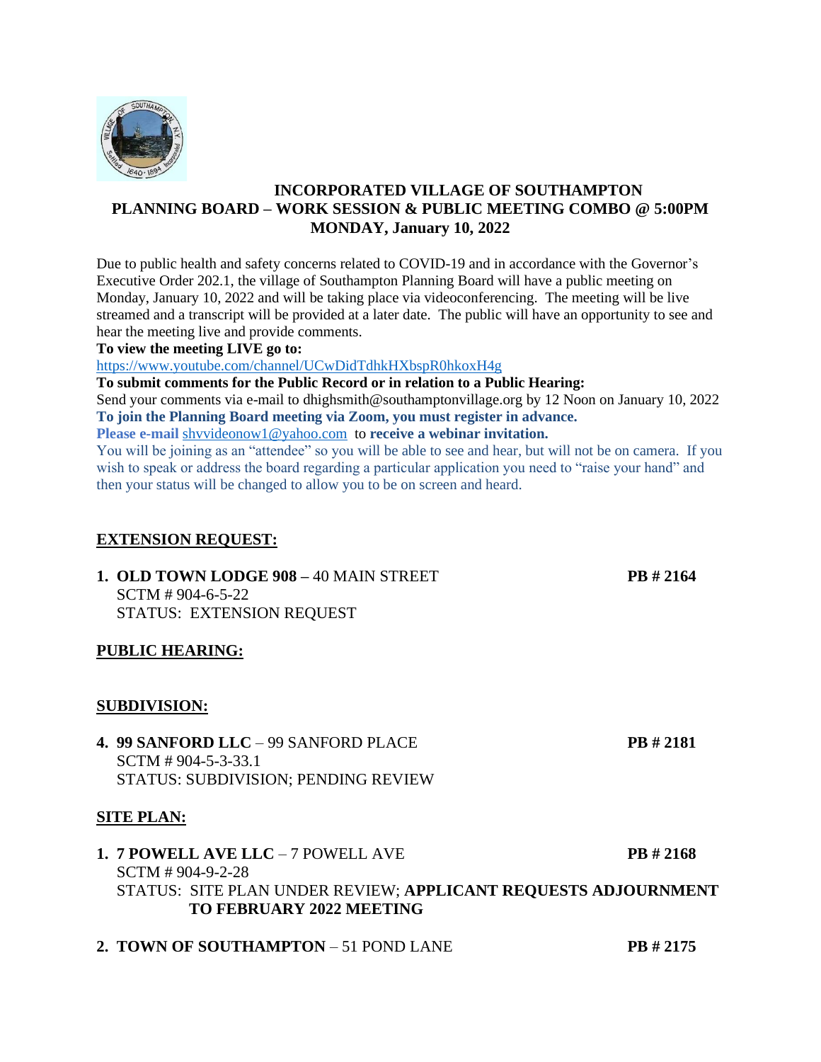# INCORPORATED VILLAGE OF SOUTHAMPTON
## PLANNING BOARD – WORK SESSION & PUBLIC MEETING COMBO @ 5:00PM
## MONDAY, January 10, 2022

Due to public health and safety concerns related to COVID-19 and in accordance with the Governor's Executive Order 202.1, the village of Southampton Planning Board will have a public meeting on Monday, January 10, 2022 and will be taking place via videoconferencing. The meeting will be live streamed and a transcript will be provided at a later date. The public will have an opportunity to see and hear the meeting live and provide comments.

**To view the meeting LIVE go to:**
https://www.youtube.com/channel/UCwDidTdhkHXbspR0hkoxH4g

**To submit comments for the Public Record or in relation to a Public Hearing:**
Send your comments via e-mail to dhighsmith@southamptonvillage.org by 12 Noon on January 10, 2022

**To join the Planning Board meeting via Zoom, you must register in advance.**
**Please e-mail** shvvideonow1@yahoo.com to **receive a webinar invitation.**

You will be joining as an "attendee" so you will be able to see and hear, but will not be on camera. If you wish to speak or address the board regarding a particular application you need to "raise your hand" and then your status will be changed to allow you to be on screen and heard.

## EXTENSION REQUEST:

1. **OLD TOWN LODGE 908 –** 40 MAIN STREET **PB # 2164**
   SCTM # 904-6-5-22
   STATUS: EXTENSION REQUEST

## PUBLIC HEARING:

## SUBDIVISION:

4. **99 SANFORD LLC** – 99 SANFORD PLACE **PB # 2181**
   SCTM # 904-5-3-33.1
   STATUS: SUBDIVISION; PENDING REVIEW

## SITE PLAN:

1. **7 POWELL AVE LLC** – 7 POWELL AVE **PB # 2168**
   SCTM # 904-9-2-28
   STATUS: SITE PLAN UNDER REVIEW; **APPLICANT REQUESTS ADJOURNMENT TO FEBRUARY 2022 MEETING**

2. **TOWN OF SOUTHAMPTON** – 51 POND LANE **PB # 2175**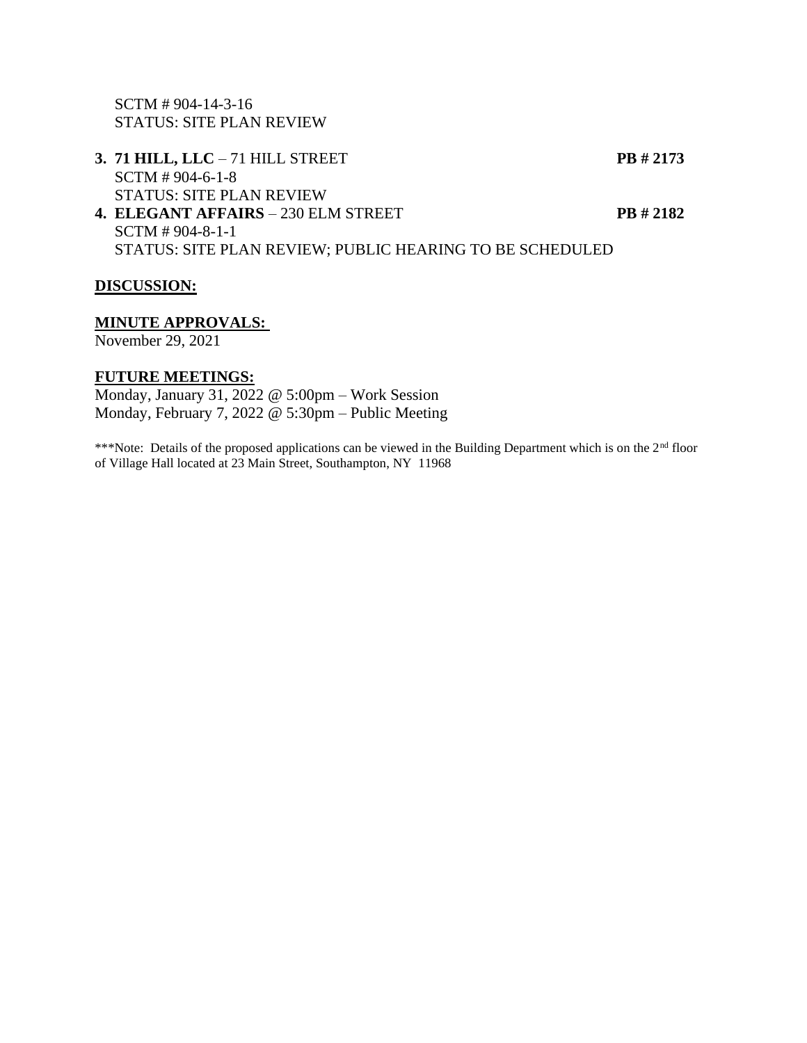SCTM # 904-14-3-16
STATUS: SITE PLAN REVIEW

3. **71 HILL, LLC** – 71 HILL STREET **PB # 2173**
   SCTM # 904-6-1-8
   STATUS: SITE PLAN REVIEW
4. **ELEGANT AFFAIRS** – 230 ELM STREET **PB # 2182**
   SCTM # 904-8-1-1
   STATUS: SITE PLAN REVIEW; PUBLIC HEARING TO BE SCHEDULED

**DISCUSSION:**

**MINUTE APPROVALS:**
November 29, 2021

**FUTURE MEETINGS:**
Monday, January 31, 2022 @ 5:00pm – Work Session
Monday, February 7, 2022 @ 5:30pm – Public Meeting

***Note: Details of the proposed applications can be viewed in the Building Department which is on the 2nd floor of Village Hall located at 23 Main Street, Southampton, NY 11968